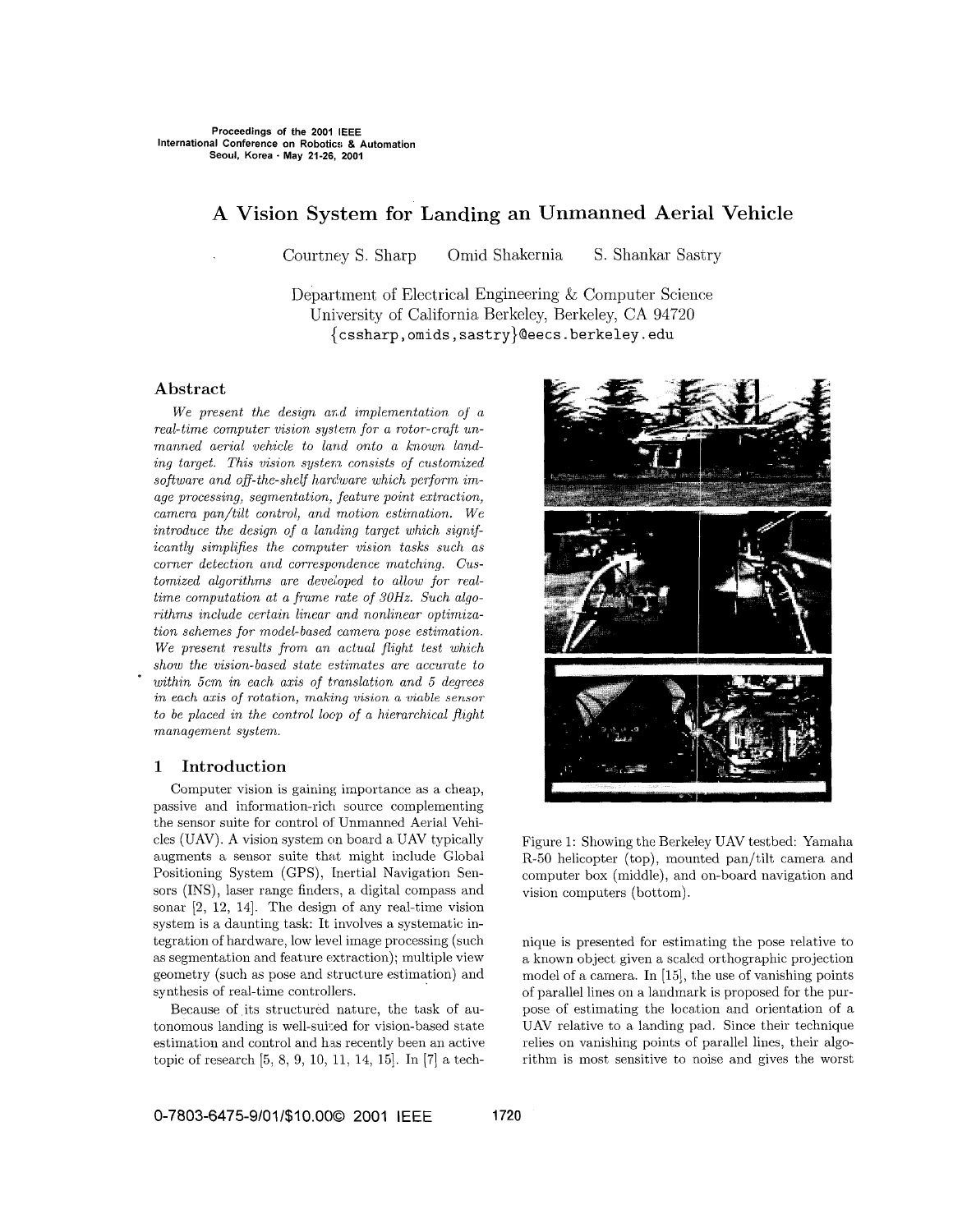Proceedings of the 2001 IEEE International Conference on Robotics & Automation
Seoul, Korea • May 21-26, 2001

# A Vision System for Landing an Unmanned Aerial Vehicle

Courtney S. Sharp  Omid Shakernia  S. Shankar Sastry

Department of Electrical Engineering & Computer Science
University of California Berkeley, Berkeley, CA 94720
{cssharp,omids,sastry}@eecs.berkeley.edu

## Abstract

*We present the design and implementation of a real-time computer vision system for a rotor-craft unmanned aerial vehicle to land onto a known landing target. This vision system consists of customized software and off-the-shelf hardware which perform image processing, segmentation, feature point extraction, camera pan/tilt control, and motion estimation. We introduce the design of a landing target which significantly simplifies the computer vision tasks such as corner detection and correspondence matching. Customized algorithms are developed to allow for real-time computation at a frame rate of 30Hz. Such algorithms include certain linear and nonlinear optimization schemes for model-based camera pose estimation. We present results from an actual flight test which show the vision-based state estimates are accurate to within 5cm in each axis of translation and 5 degrees in each axis of rotation, making vision a viable sensor to be placed in the control loop of a hierarchical flight management system.*

## 1 Introduction

Computer vision is gaining importance as a cheap, passive and information-rich source complementing the sensor suite for control of Unmanned Aerial Vehicles (UAV). A vision system on board a UAV typically augments a sensor suite that might include Global Positioning System (GPS), Inertial Navigation Sensors (INS), laser range finders, a digital compass and sonar [2, 12, 14]. The design of any real-time vision system is a daunting task: It involves a systematic integration of hardware, low level image processing (such as segmentation and feature extraction); multiple view geometry (such as pose and structure estimation) and synthesis of real-time controllers.

Because of its structured nature, the task of autonomous landing is well-suited for vision-based state estimation and control and has recently been an active topic of research [5, 8, 9, 10, 11, 14, 15]. In [7] a technique is presented for estimating the pose relative to a known object given a scaled orthographic projection model of a camera. In [15], the use of vanishing points of parallel lines on a landmark is proposed for the purpose of estimating the location and orientation of a UAV relative to a landing pad. Since their technique relies on vanishing points of parallel lines, their algorithm is most sensitive to noise and gives the worst

Figure 1: Showing the Berkeley UAV testbed: Yamaha R-50 helicopter (top), mounted pan/tilt camera and computer box (middle), and on-board navigation and vision computers (bottom).

0-7803-6475-9/01/$10.00© 2001 IEEE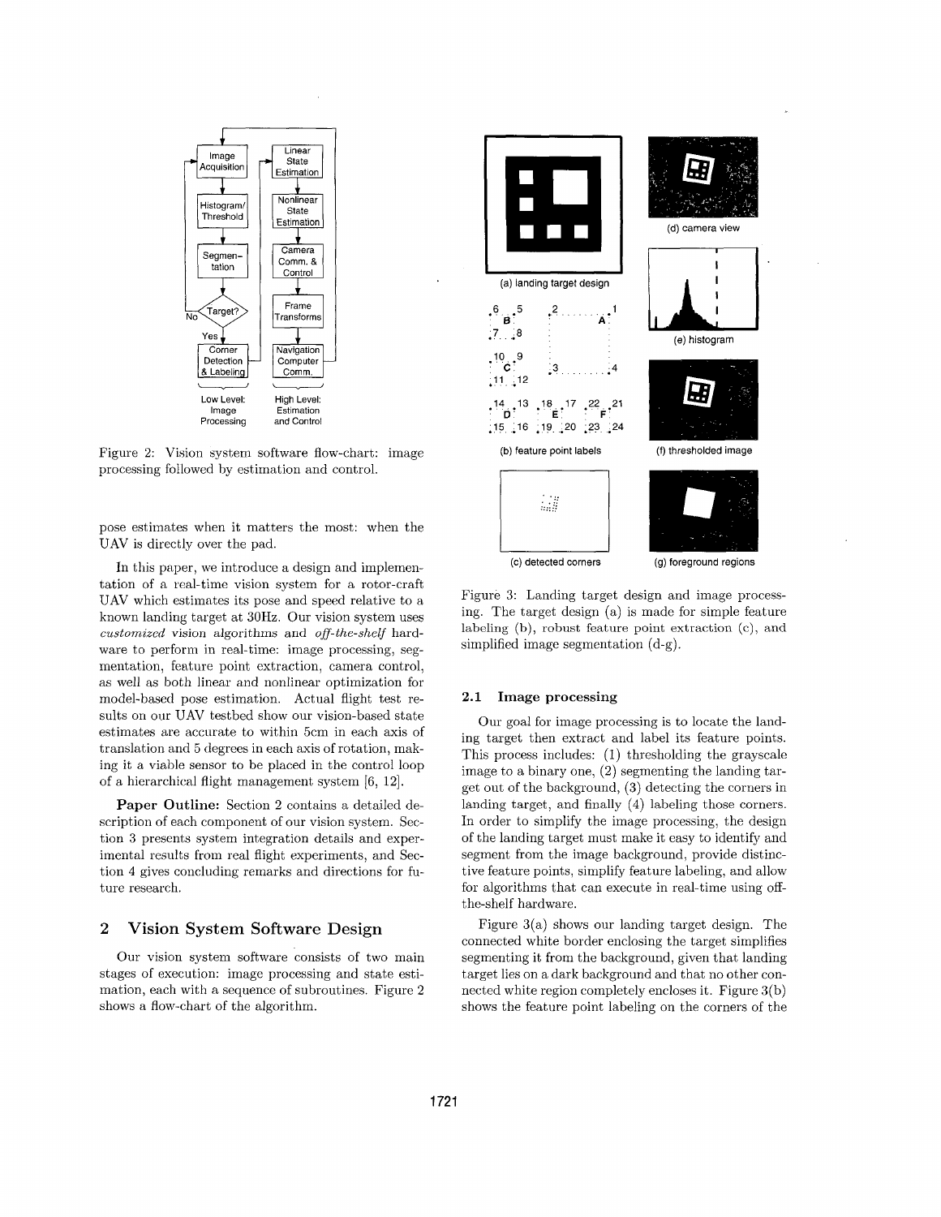Figure 2: Vision system software flow-chart: image processing followed by estimation and control.

pose estimates when it matters the most: when the UAV is directly over the pad.

In this paper, we introduce a design and implementation of a real-time vision system for a rotor-craft UAV which estimates its pose and speed relative to a known landing target at 30Hz. Our vision system uses *customized* vision algorithms and *off-the-shelf* hardware to perform in real-time: image processing, segmentation, feature point extraction, camera control, as well as both linear and nonlinear optimization for model-based pose estimation. Actual flight test results on our UAV testbed show our vision-based state estimates are accurate to within 5cm in each axis of translation and 5 degrees in each axis of rotation, making it a viable sensor to be placed in the control loop of a hierarchical flight management system [6, 12].

**Paper Outline:** Section 2 contains a detailed description of each component of our vision system. Section 3 presents system integration details and experimental results from real flight experiments, and Section 4 gives concluding remarks and directions for future research.

## 2 Vision System Software Design

Our vision system software consists of two main stages of execution: image processing and state estimation, each with a sequence of subroutines. Figure 2 shows a flow-chart of the algorithm.

Figure 3: Landing target design and image processing. The target design (a) is made for simple feature labeling (b), robust feature point extraction (c), and simplified image segmentation (d-g).

### 2.1 Image processing

Our goal for image processing is to locate the landing target then extract and label its feature points. This process includes: (1) thresholding the grayscale image to a binary one, (2) segmenting the landing target out of the background, (3) detecting the corners in landing target, and finally (4) labeling those corners. In order to simplify the image processing, the design of the landing target must make it easy to identify and segment from the image background, provide distinctive feature points, simplify feature labeling, and allow for algorithms that can execute in real-time using off-the-shelf hardware.

Figure 3(a) shows our landing target design. The connected white border enclosing the target simplifies segmenting it from the background, given that landing target lies on a dark background and that no other connected white region completely encloses it. Figure 3(b) shows the feature point labeling on the corners of the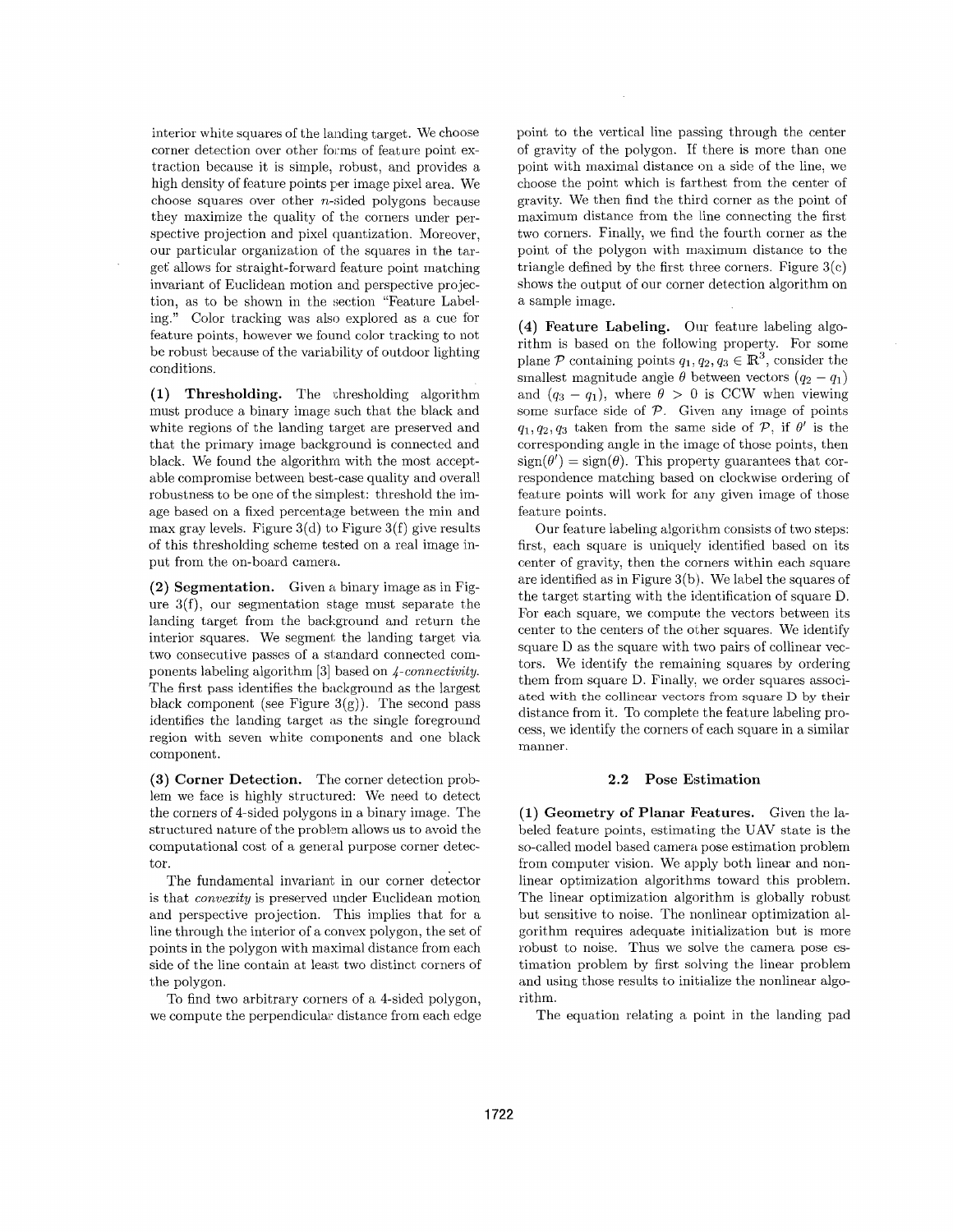interior white squares of the landing target. We choose corner detection over other forms of feature point extraction because it is simple, robust, and provides a high density of feature points per image pixel area. We choose squares over other $n$-sided polygons because they maximize the quality of the corners under perspective projection and pixel quantization. Moreover, our particular organization of the squares in the target allows for straight-forward feature point matching invariant of Euclidean motion and perspective projection, as to be shown in the section "Feature Labeling." Color tracking was also explored as a cue for feature points, however we found color tracking to not be robust because of the variability of outdoor lighting conditions.

**(1) Thresholding.** The thresholding algorithm must produce a binary image such that the black and white regions of the landing target are preserved and that the primary image background is connected and black. We found the algorithm with the most acceptable compromise between best-case quality and overall robustness to be one of the simplest: threshold the image based on a fixed percentage between the min and max gray levels. Figure 3(d) to Figure 3(f) give results of this thresholding scheme tested on a real image input from the on-board camera.

**(2) Segmentation.** Given a binary image as in Figure 3(f), our segmentation stage must separate the landing target from the background and return the interior squares. We segment the landing target via two consecutive passes of a standard connected components labeling algorithm [3] based on *4-connectivity*. The first pass identifies the background as the largest black component (see Figure 3(g)). The second pass identifies the landing target as the single foreground region with seven white components and one black component.

**(3) Corner Detection.** The corner detection problem we face is highly structured: We need to detect the corners of 4-sided polygons in a binary image. The structured nature of the problem allows us to avoid the computational cost of a general purpose corner detector.

The fundamental invariant in our corner detector is that *convexity* is preserved under Euclidean motion and perspective projection. This implies that for a line through the interior of a convex polygon, the set of points in the polygon with maximal distance from each side of the line contain at least two distinct corners of the polygon.

To find two arbitrary corners of a 4-sided polygon, we compute the perpendicular distance from each edge point to the vertical line passing through the center of gravity of the polygon. If there is more than one point with maximal distance on a side of the line, we choose the point which is farthest from the center of gravity. We then find the third corner as the point of maximum distance from the line connecting the first two corners. Finally, we find the fourth corner as the point of the polygon with maximum distance to the triangle defined by the first three corners. Figure 3(c) shows the output of our corner detection algorithm on a sample image.

**(4) Feature Labeling.** Our feature labeling algorithm is based on the following property. For some plane $\mathcal{P}$ containing points $q_1, q_2, q_3 \in \mathbb{R}^3$, consider the smallest magnitude angle $\theta$ between vectors $(q_2 - q_1)$ and $(q_3 - q_1)$, where $\theta > 0$ is CCW when viewing some surface side of $\mathcal{P}$. Given any image of points $q_1, q_2, q_3$ taken from the same side of $\mathcal{P}$, if $\theta'$ is the corresponding angle in the image of those points, then $\text{sign}(\theta') = \text{sign}(\theta)$. This property guarantees that correspondence matching based on clockwise ordering of feature points will work for any given image of those feature points.

Our feature labeling algorithm consists of two steps: first, each square is uniquely identified based on its center of gravity, then the corners within each square are identified as in Figure 3(b). We label the squares of the target starting with the identification of square D. For each square, we compute the vectors between its center to the centers of the other squares. We identify square D as the square with two pairs of collinear vectors. We identify the remaining squares by ordering them from square D. Finally, we order squares associated with the collinear vectors from square D by their distance from it. To complete the feature labeling process, we identify the corners of each square in a similar manner.

## 2.2 Pose Estimation

**(1) Geometry of Planar Features.** Given the labeled feature points, estimating the UAV state is the so-called model based camera pose estimation problem from computer vision. We apply both linear and nonlinear optimization algorithms toward this problem. The linear optimization algorithm is globally robust but sensitive to noise. The nonlinear optimization algorithm requires adequate initialization but is more robust to noise. Thus we solve the camera pose estimation problem by first solving the linear problem and using those results to initialize the nonlinear algorithm.

The equation relating a point in the landing pad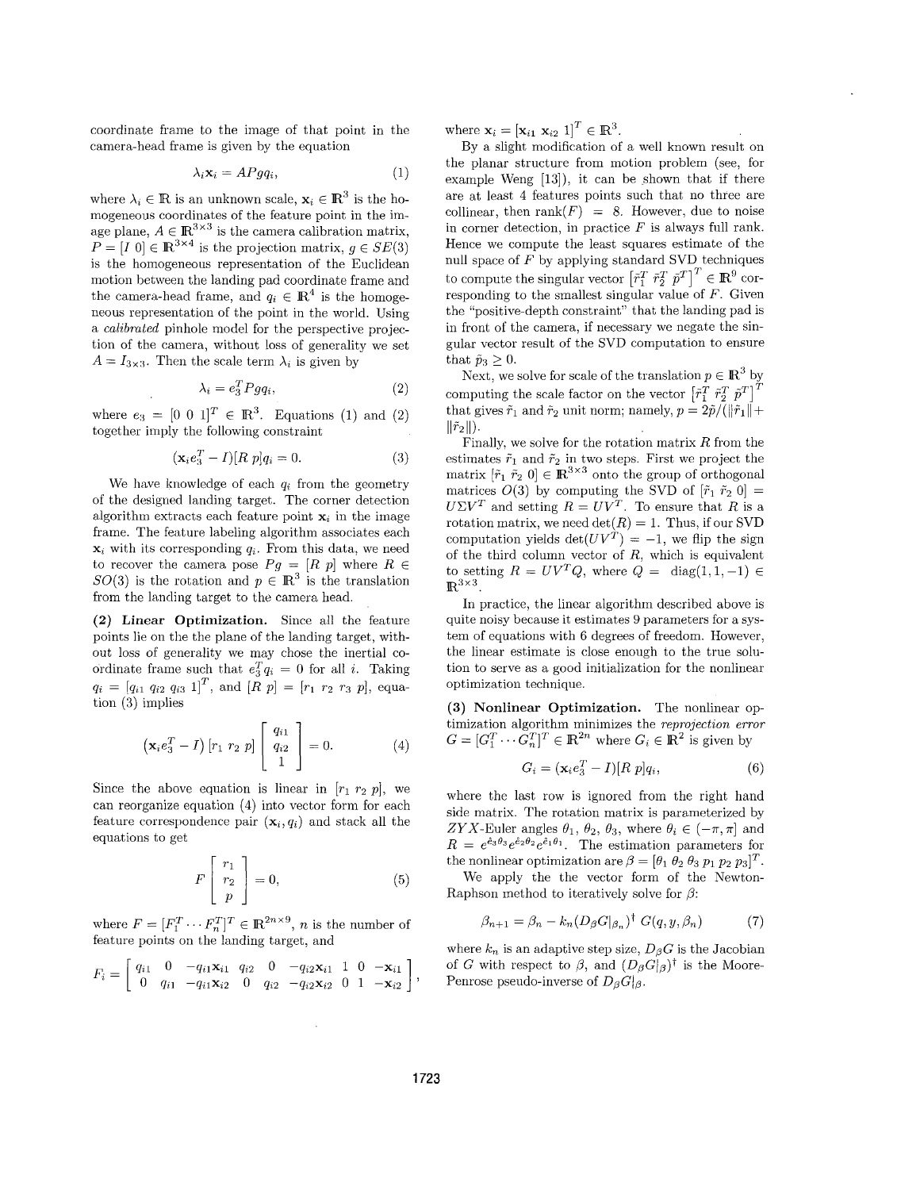coordinate frame to the image of that point in the camera-head frame is given by the equation

$$\lambda_i \mathbf{x}_i = APgq_i, \tag{1}$$

where $\lambda_i \in \mathbb{R}$ is an unknown scale, $\mathbf{x}_i \in \mathbb{R}^3$ is the homogeneous coordinates of the feature point in the image plane, $A \in \mathbb{R}^{3\times3}$ is the camera calibration matrix, $P = [I\ 0] \in \mathbb{R}^{3\times4}$ is the projection matrix, $g \in SE(3)$ is the homogeneous representation of the Euclidean motion between the landing pad coordinate frame and the camera-head frame, and $q_i \in \mathbb{R}^4$ is the homogeneous representation of the point in the world. Using a *calibrated* pinhole model for the perspective projection of the camera, without loss of generality we set $A = I_{3\times3}$. Then the scale term $\lambda_i$ is given by

$$\lambda_i = e_3^T Pgq_i, \tag{2}$$

where $e_3 = [0\ 0\ 1]^T \in \mathbb{R}^3$. Equations (1) and (2) together imply the following constraint

$$(\mathbf{x}_i e_3^T - I)[R\ p]q_i = 0. \tag{3}$$

We have knowledge of each $q_i$ from the geometry of the designed landing target. The corner detection algorithm extracts each feature point $\mathbf{x}_i$ in the image frame. The feature labeling algorithm associates each $\mathbf{x}_i$ with its corresponding $q_i$. From this data, we need to recover the camera pose $Pg = [R\ p]$ where $R \in SO(3)$ is the rotation and $p \in \mathbb{R}^3$ is the translation from the landing target to the camera head.

**(2) Linear Optimization.** Since all the feature points lie on the the plane of the landing target, without loss of generality we may chose the inertial coordinate frame such that $e_3^T q_i = 0$ for all $i$. Taking $q_i = [q_{i1}\ q_{i2}\ q_{i3}\ 1]^T$, and $[R\ p] = [r_1\ r_2\ r_3\ p]$, equation (3) implies

$$\left(\mathbf{x}_i e_3^T - I\right)[r_1\ r_2\ p]\begin{bmatrix} q_{i1} \\ q_{i2} \\ 1 \end{bmatrix} = 0. \tag{4}$$

Since the above equation is linear in $[r_1\ r_2\ p]$, we can reorganize equation (4) into vector form for each feature correspondence pair $(\mathbf{x}_i, q_i)$ and stack all the equations to get

$$F\begin{bmatrix} r_1 \\ r_2 \\ p \end{bmatrix} = 0, \tag{5}$$

where $F = [F_1^T \cdots F_n^T]^T \in \mathbb{R}^{2n\times9}$, $n$ is the number of feature points on the landing target, and

$$F_i = \begin{bmatrix} q_{i1} & 0 & -q_{i1}\mathbf{x}_{i1} & q_{i2} & 0 & -q_{i2}\mathbf{x}_{i1} & 1 & 0 & -\mathbf{x}_{i1} \\ 0 & q_{i1} & -q_{i1}\mathbf{x}_{i2} & 0 & q_{i2} & -q_{i2}\mathbf{x}_{i2} & 0 & 1 & -\mathbf{x}_{i2} \end{bmatrix},$$

where $\mathbf{x}_i = [\mathbf{x}_{i1}\ \mathbf{x}_{i2}\ 1]^T \in \mathbb{R}^3$.

By a slight modification of a well known result on the planar structure from motion problem (see, for example Weng [13]), it can be shown that if there are at least 4 features points such that no three are collinear, then $\text{rank}(F) = 8$. However, due to noise in corner detection, in practice $F$ is always full rank. Hence we compute the least squares estimate of the null space of $F$ by applying standard SVD techniques to compute the singular vector $\left[\tilde{r}_1^T\ \tilde{r}_2^T\ \tilde{p}^T\right]^T \in \mathbb{R}^9$ corresponding to the smallest singular value of $F$. Given the "positive-depth constraint" that the landing pad is in front of the camera, if necessary we negate the singular vector result of the SVD computation to ensure that $\tilde{p}_3 \geq 0$.

Next, we solve for scale of the translation $p \in \mathbb{R}^3$ by computing the scale factor on the vector $\left[\tilde{r}_1^T\ \tilde{r}_2^T\ \tilde{p}^T\right]^T$ that gives $\tilde{r}_1$ and $\tilde{r}_2$ unit norm; namely, $p = 2\tilde{p}/(\|\tilde{r}_1\| + \|\tilde{r}_2\|)$.

Finally, we solve for the rotation matrix $R$ from the estimates $\tilde{r}_1$ and $\tilde{r}_2$ in two steps. First we project the matrix $[\tilde{r}_1\ \tilde{r}_2\ 0] \in \mathbb{R}^{3\times3}$ onto the group of orthogonal matrices $O(3)$ by computing the SVD of $[\tilde{r}_1\ \tilde{r}_2\ 0] = U\Sigma V^T$ and setting $R = UV^T$. To ensure that $R$ is a rotation matrix, we need $\det(R) = 1$. Thus, if our SVD computation yields $\det(UV^T) = -1$, we flip the sign of the third column vector of $R$, which is equivalent to setting $R = UV^T Q$, where $Q = \text{diag}(1, 1, -1) \in \mathbb{R}^{3\times3}$.

In practice, the linear algorithm described above is quite noisy because it estimates 9 parameters for a system of equations with 6 degrees of freedom. However, the linear estimate is close enough to the true solution to serve as a good initialization for the nonlinear optimization technique.

**(3) Nonlinear Optimization.** The nonlinear optimization algorithm minimizes the *reprojection error* $G = [G_1^T \cdots G_n^T]^T \in \mathbb{R}^{2n}$ where $G_i \in \mathbb{R}^2$ is given by

$$G_i = (\mathbf{x}_i e_3^T - I)[R\ p]q_i, \tag{6}$$

where the last row is ignored from the right hand side matrix. The rotation matrix is parameterized by $ZYX$-Euler angles $\theta_1$, $\theta_2$, $\theta_3$, where $\theta_i \in (-\pi, \pi]$ and $R = e^{\hat{e}_3\theta_3}e^{\hat{e}_2\theta_2}e^{\hat{e}_1\theta_1}$. The estimation parameters for the nonlinear optimization are $\beta = [\theta_1\ \theta_2\ \theta_3\ p_1\ p_2\ p_3]^T$.

We apply the the vector form of the Newton-Raphson method to iteratively solve for $\beta$:

$$\beta_{n+1} = \beta_n - k_n(D_\beta G|_{\beta_n})^\dagger\ G(q, y, \beta_n) \tag{7}$$

where $k_n$ is an adaptive step size, $D_\beta G$ is the Jacobian of $G$ with respect to $\beta$, and $(D_\beta G|_\beta)^\dagger$ is the Moore-Penrose pseudo-inverse of $D_\beta G|_\beta$.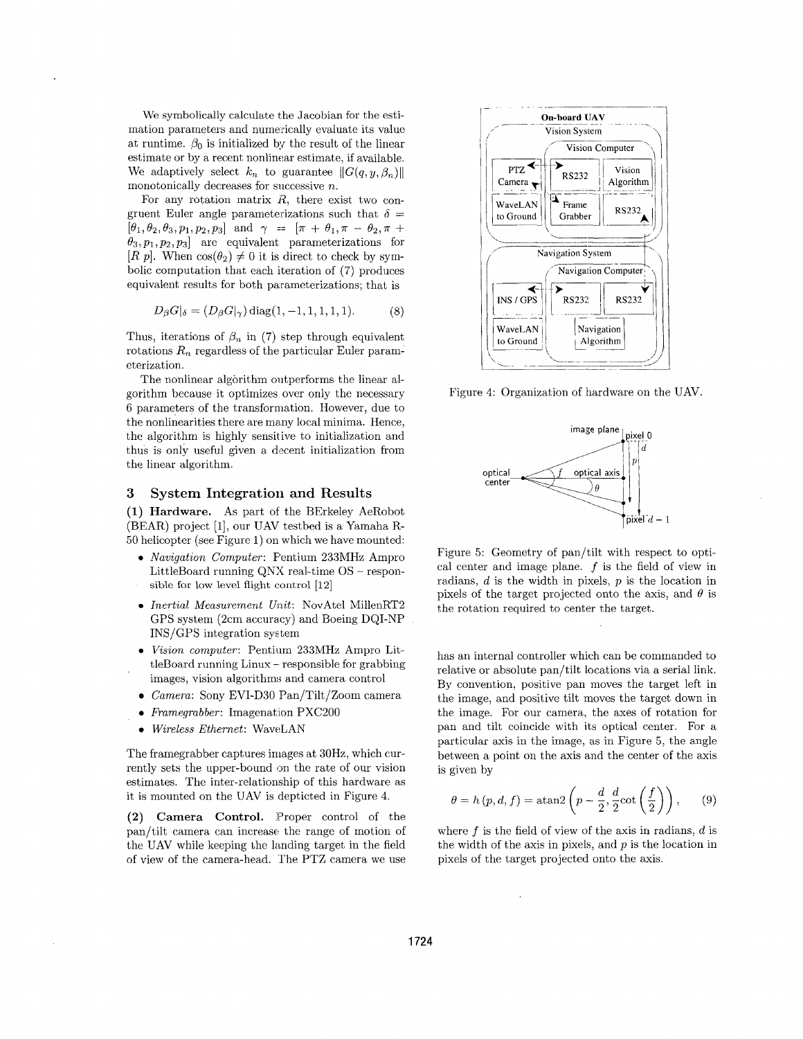We symbolically calculate the Jacobian for the estimation parameters and numerically evaluate its value at runtime. $\beta_0$ is initialized by the result of the linear estimate or by a recent nonlinear estimate, if available. We adaptively select $k_n$ to guarantee $\|G(q, y, \beta_n)\|$ monotonically decreases for successive $n$.

For any rotation matrix $R$, there exist two congruent Euler angle parameterizations such that $\delta = [\theta_1, \theta_2, \theta_3, p_1, p_2, p_3]$ and $\gamma = [\pi + \theta_1, \pi - \theta_2, \pi + \theta_3, p_1, p_2, p_3]$ are equivalent parameterizations for $[R\ p]$. When $\cos(\theta_2) \neq 0$ it is direct to check by symbolic computation that each iteration of (7) produces equivalent results for both parameterizations; that is

$$D_\beta G|_\delta = (D_\beta G|_\gamma)\,\text{diag}(1, -1, 1, 1, 1, 1). \tag{8}$$

Thus, iterations of $\beta_n$ in (7) step through equivalent rotations $R_n$ regardless of the particular Euler parameterization.

The nonlinear algorithm outperforms the linear algorithm because it optimizes over only the necessary 6 parameters of the transformation. However, due to the nonlinearities there are many local minima. Hence, the algorithm is highly sensitive to initialization and thus is only useful given a decent initialization from the linear algorithm.

## 3 System Integration and Results

**(1) Hardware.** As part of the BErkeley AeRobot (BEAR) project [1], our UAV testbed is a Yamaha R-50 helicopter (see Figure 1) on which we have mounted:

- *Navigation Computer*: Pentium 233MHz Ampro LittleBoard running QNX real-time OS – responsible for low level flight control [12]
- *Inertial Measurement Unit*: NovAtel MillenRT2 GPS system (2cm accuracy) and Boeing DQI-NP INS/GPS integration system
- *Vision computer*: Pentium 233MHz Ampro LittleBoard running Linux – responsible for grabbing images, vision algorithms and camera control
- *Camera*: Sony EVI-D30 Pan/Tilt/Zoom camera
- *Framegrabber*: Imagenation PXC200
- *Wireless Ethernet*: WaveLAN

The framegrabber captures images at 30Hz, which currently sets the upper-bound on the rate of our vision estimates. The inter-relationship of this hardware as it is mounted on the UAV is depticted in Figure 4.

**(2) Camera Control.** Proper control of the pan/tilt camera can increase the range of motion of the UAV while keeping the landing target in the field of view of the camera-head. The PTZ camera we use has an internal controller which can be commanded to relative or absolute pan/tilt locations via a serial link. By convention, positive pan moves the target left in the image, and positive tilt moves the target down in the image. For our camera, the axes of rotation for pan and tilt coincide with its optical center. For a particular axis in the image, as in Figure 5, the angle between a point on the axis and the center of the axis is given by

$$\theta = h(p, d, f) = \text{atan2}\left(p - \frac{d}{2}, \frac{d}{2}\cot\left(\frac{f}{2}\right)\right), \tag{9}$$

where $f$ is the field of view of the axis in radians, $d$ is the width of the axis in pixels, and $p$ is the location in pixels of the target projected onto the axis.

Figure 4: Organization of hardware on the UAV.

Figure 5: Geometry of pan/tilt with respect to optical center and image plane. $f$ is the field of view in radians, $d$ is the width in pixels, $p$ is the location in pixels of the target projected onto the axis, and $\theta$ is the rotation required to center the target.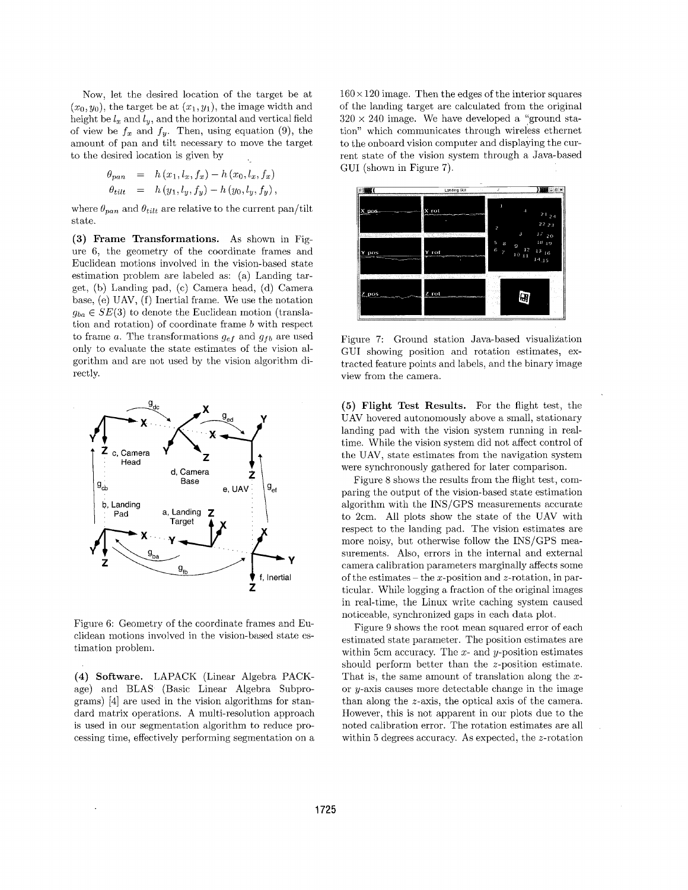Now, let the desired location of the target be at $(x_0, y_0)$, the target be at $(x_1, y_1)$, the image width and height be $l_x$ and $l_y$, and the horizontal and vertical field of view be $f_x$ and $f_y$. Then, using equation (9), the amount of pan and tilt necessary to move the target to the desired location is given by

$$\begin{aligned} \theta_{pan} &= h(x_1, l_x, f_x) - h(x_0, l_x, f_x) \\ \theta_{tilt} &= h(y_1, l_y, f_y) - h(y_0, l_y, f_y), \end{aligned}$$

where $\theta_{pan}$ and $\theta_{tilt}$ are relative to the current pan/tilt state.

**(3) Frame Transformations.** As shown in Figure 6, the geometry of the coordinate frames and Euclidean motions involved in the vision-based state estimation problem are labeled as: (a) Landing target, (b) Landing pad, (c) Camera head, (d) Camera base, (e) UAV, (f) Inertial frame. We use the notation $g_{ba} \in SE(3)$ to denote the Euclidean motion (translation and rotation) of coordinate frame $b$ with respect to frame $a$. The transformations $g_{ef}$ and $g_{fb}$ are used only to evaluate the state estimates of the vision algorithm and are not used by the vision algorithm directly.

Figure 6: Geometry of the coordinate frames and Euclidean motions involved in the vision-based state estimation problem.

**(4) Software.** LAPACK (Linear Algebra PACKage) and BLAS (Basic Linear Algebra Subprograms) [4] are used in the vision algorithms for standard matrix operations. A multi-resolution approach is used in our segmentation algorithm to reduce processing time, effectively performing segmentation on a $160 \times 120$ image. Then the edges of the interior squares of the landing target are calculated from the original $320 \times 240$ image. We have developed a "ground station" which communicates through wireless ethernet to the onboard vision computer and displaying the current state of the vision system through a Java-based GUI (shown in Figure 7).

Figure 7: Ground station Java-based visualization GUI showing position and rotation estimates, extracted feature points and labels, and the binary image view from the camera.

**(5) Flight Test Results.** For the flight test, the UAV hovered autonomously above a small, stationary landing pad with the vision system running in real-time. While the vision system did not affect control of the UAV, state estimates from the navigation system were synchronously gathered for later comparison.

Figure 8 shows the results from the flight test, comparing the output of the vision-based state estimation algorithm with the INS/GPS measurements accurate to 2cm. All plots show the state of the UAV with respect to the landing pad. The vision estimates are more noisy, but otherwise follow the INS/GPS measurements. Also, errors in the internal and external camera calibration parameters marginally affects some of the estimates – the $x$-position and $z$-rotation, in particular. While logging a fraction of the original images in real-time, the Linux write caching system caused noticeable, synchronized gaps in each data plot.

Figure 9 shows the root mean squared error of each estimated state parameter. The position estimates are within 5cm accuracy. The $x$- and $y$-position estimates should perform better than the $z$-position estimate. That is, the same amount of translation along the $x$- or $y$-axis causes more detectable change in the image than along the $z$-axis, the optical axis of the camera. However, this is not apparent in our plots due to the noted calibration error. The rotation estimates are all within 5 degrees accuracy. As expected, the $z$-rotation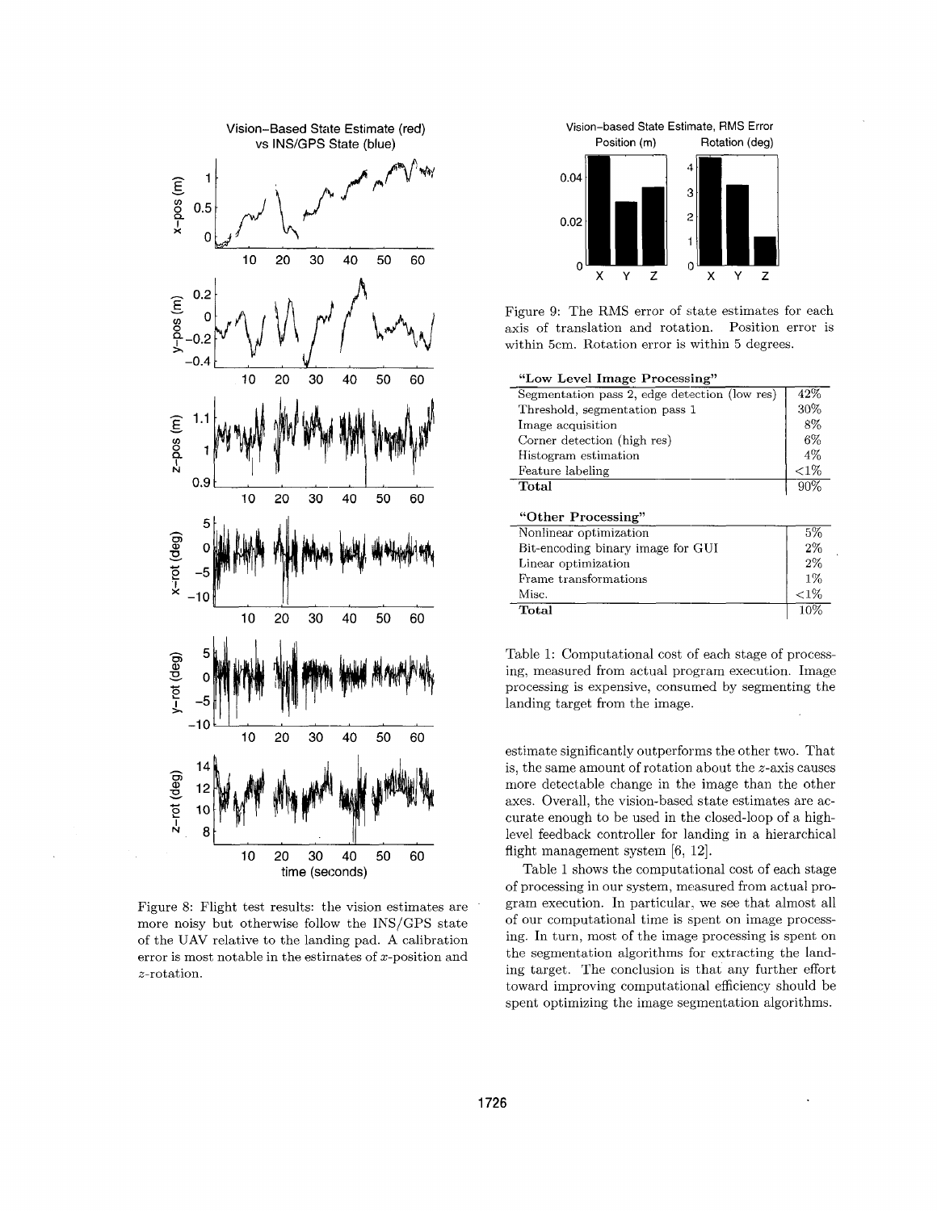Figure 8: Flight test results: the vision estimates are more noisy but otherwise follow the INS/GPS state of the UAV relative to the landing pad. A calibration error is most notable in the estimates of $x$-position and $z$-rotation.

Figure 9: The RMS error of state estimates for each axis of translation and rotation. Position error is within 5cm. Rotation error is within 5 degrees.

| "Low Level Image Processing" | |
|---|---|
| Segmentation pass 2, edge detection (low res) | 42% |
| Threshold, segmentation pass 1 | 30% |
| Image acquisition | 8% |
| Corner detection (high res) | 6% |
| Histogram estimation | 4% |
| Feature labeling | <1% |
| **Total** | 90% |

| "Other Processing" | |
|---|---|
| Nonlinear optimization | 5% |
| Bit-encoding binary image for GUI | 2% |
| Linear optimization | 2% |
| Frame transformations | 1% |
| Misc. | <1% |
| **Total** | 10% |

Table 1: Computational cost of each stage of processing, measured from actual program execution. Image processing is expensive, consumed by segmenting the landing target from the image.

estimate significantly outperforms the other two. That is, the same amount of rotation about the $z$-axis causes more detectable change in the image than the other axes. Overall, the vision-based state estimates are accurate enough to be used in the closed-loop of a high-level feedback controller for landing in a hierarchical flight management system [6, 12].

Table 1 shows the computational cost of each stage of processing in our system, measured from actual program execution. In particular, we see that almost all of our computational time is spent on image processing. In turn, most of the image processing is spent on the segmentation algorithms for extracting the landing target. The conclusion is that any further effort toward improving computational efficiency should be spent optimizing the image segmentation algorithms.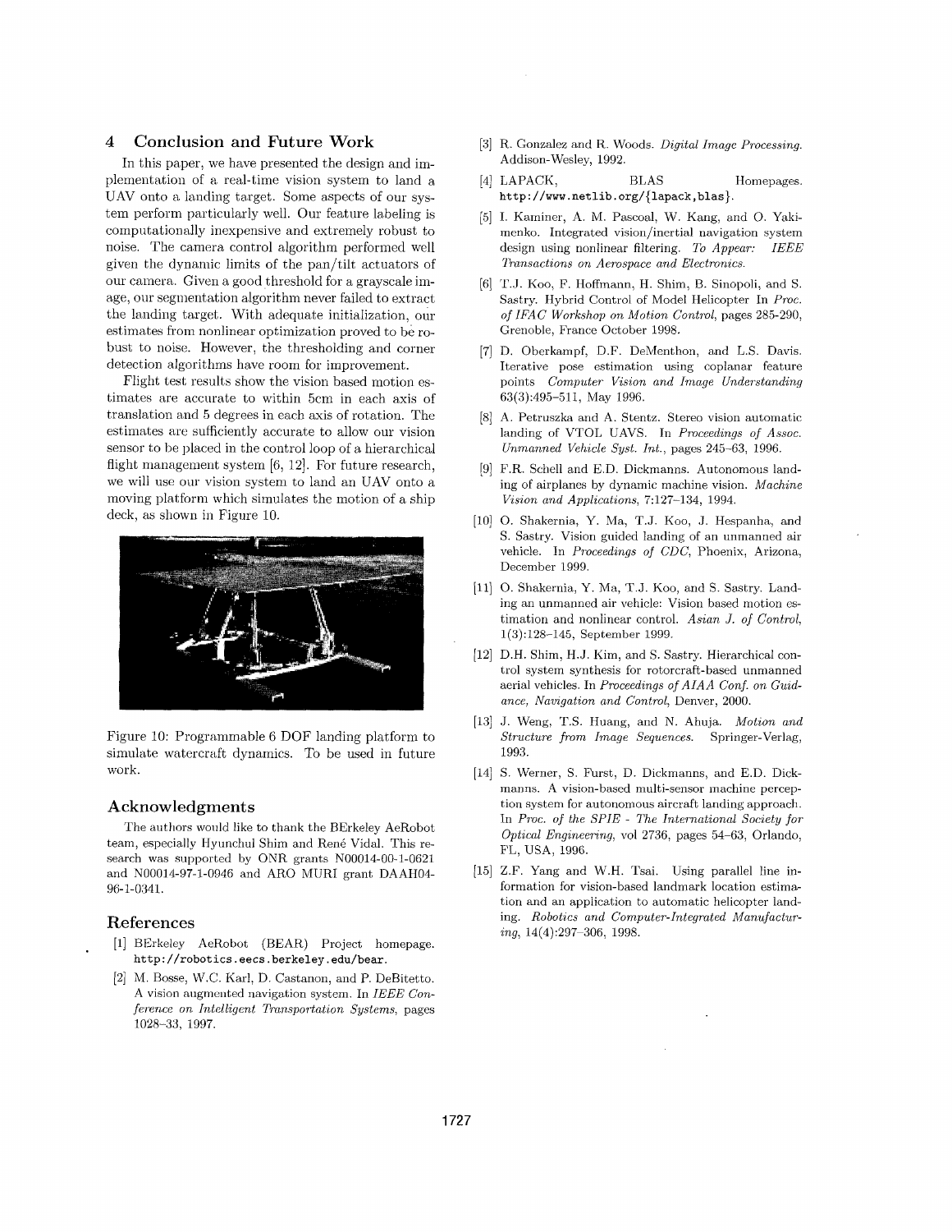## 4 Conclusion and Future Work

In this paper, we have presented the design and implementation of a real-time vision system to land a UAV onto a landing target. Some aspects of our system perform particularly well. Our feature labeling is computationally inexpensive and extremely robust to noise. The camera control algorithm performed well given the dynamic limits of the pan/tilt actuators of our camera. Given a good threshold for a grayscale image, our segmentation algorithm never failed to extract the landing target. With adequate initialization, our estimates from nonlinear optimization proved to be robust to noise. However, the thresholding and corner detection algorithms have room for improvement.

Flight test results show the vision based motion estimates are accurate to within 5cm in each axis of translation and 5 degrees in each axis of rotation. The estimates are sufficiently accurate to allow our vision sensor to be placed in the control loop of a hierarchical flight management system [6, 12]. For future research, we will use our vision system to land an UAV onto a moving platform which simulates the motion of a ship deck, as shown in Figure 10.

Figure 10: Programmable 6 DOF landing platform to simulate watercraft dynamics. To be used in future work.

## Acknowledgments

The authors would like to thank the BErkeley AeRobot team, especially Hyunchul Shim and René Vidal. This research was supported by ONR grants N00014-00-1-0621 and N00014-97-1-0946 and ARO MURI grant DAAH04-96-1-0341.

## References

[1] BErkeley AeRobot (BEAR) Project homepage. `http://robotics.eecs.berkeley.edu/bear`.

[2] M. Bosse, W.C. Karl, D. Castanon, and P. DeBitetto. A vision augmented navigation system. In *IEEE Conference on Intelligent Transportation Systems*, pages 1028–33, 1997.

[3] R. Gonzalez and R. Woods. *Digital Image Processing*. Addison-Wesley, 1992.

[4] LAPACK, BLAS Homepages. `http://www.netlib.org/{lapack,blas}`.

[5] I. Kaminer, A. M. Pascoal, W. Kang, and O. Yakimenko. Integrated vision/inertial navigation system design using nonlinear filtering. *To Appear: IEEE Transactions on Aerospace and Electronics*.

[6] T.J. Koo, F. Hoffmann, H. Shim, B. Sinopoli, and S. Sastry. Hybrid Control of Model Helicopter In *Proc. of IFAC Workshop on Motion Control*, pages 285-290, Grenoble, France October 1998.

[7] D. Oberkampf, D.F. DeMenthon, and L.S. Davis. Iterative pose estimation using coplanar feature points *Computer Vision and Image Understanding* 63(3):495–511, May 1996.

[8] A. Petruszka and A. Stentz. Stereo vision automatic landing of VTOL UAVS. In *Proceedings of Assoc. Unmanned Vehicle Syst. Int.*, pages 245–63, 1996.

[9] F.R. Schell and E.D. Dickmanns. Autonomous landing of airplanes by dynamic machine vision. *Machine Vision and Applications*, 7:127–134, 1994.

[10] O. Shakernia, Y. Ma, T.J. Koo, J. Hespanha, and S. Sastry. Vision guided landing of an unmanned air vehicle. In *Proceedings of CDC*, Phoenix, Arizona, December 1999.

[11] O. Shakernia, Y. Ma, T.J. Koo, and S. Sastry. Landing an unmanned air vehicle: Vision based motion estimation and nonlinear control. *Asian J. of Control*, 1(3):128–145, September 1999.

[12] D.H. Shim, H.J. Kim, and S. Sastry. Hierarchical control system synthesis for rotorcraft-based unmanned aerial vehicles. In *Proceedings of AIAA Conf. on Guidance, Navigation and Control*, Denver, 2000.

[13] J. Weng, T.S. Huang, and N. Ahuja. *Motion and Structure from Image Sequences*. Springer-Verlag, 1993.

[14] S. Werner, S. Furst, D. Dickmanns, and E.D. Dickmanns. A vision-based multi-sensor machine perception system for autonomous aircraft landing approach. In *Proc. of the SPIE - The International Society for Optical Engineering*, vol 2736, pages 54–63, Orlando, FL, USA, 1996.

[15] Z.F. Yang and W.H. Tsai. Using parallel line information for vision-based landmark location estimation and an application to automatic helicopter landing. *Robotics and Computer-Integrated Manufacturing*, 14(4):297–306, 1998.